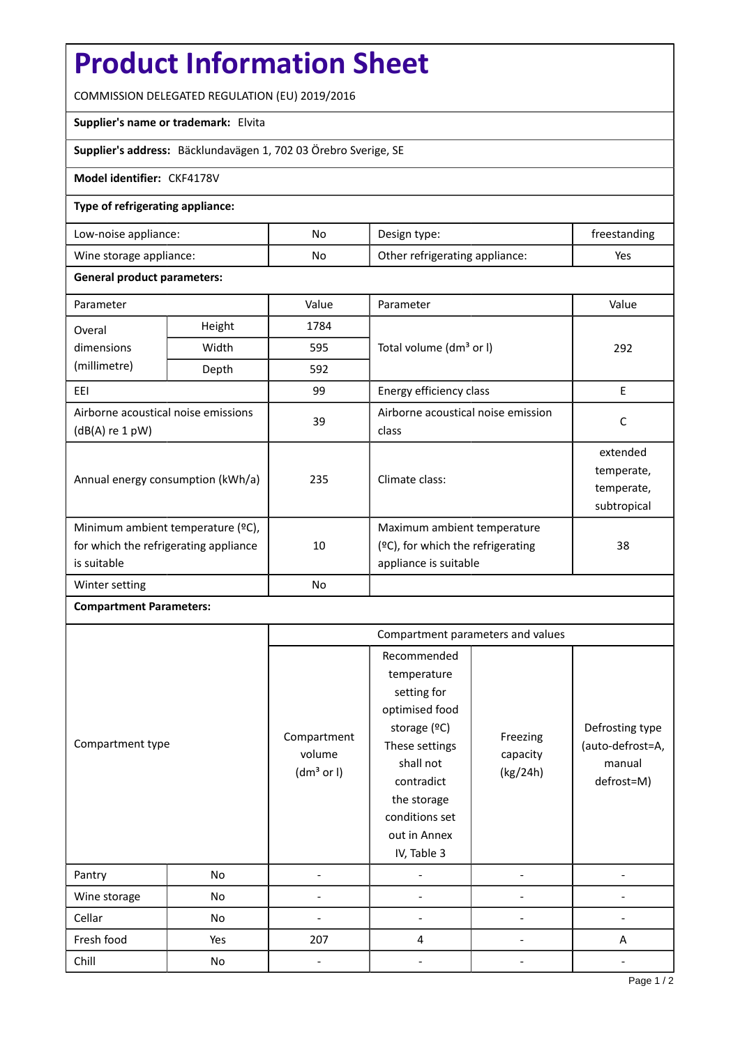# Product Information Sheet

COMMISSION DELEGATED REGULATION (EU) 2019/2016

**Supplier's name or trademark:** Elvita

**Supplier's address:** Bäcklundavägen 1, 702 03 Örebro Sverige, SE

**Model identifier:** CKF4178V

**Type of refrigerating appliance:**

| Low-noise appliance: | No | Design type: | freestanding |
|---|---|---|---|
| Wine storage appliance: | No | Other refrigerating appliance: | Yes |

**General product parameters:**

| Parameter | | Value | Parameter | Value |
|---|---|---|---|---|
| Overal dimensions (millimetre) | Height | 1784 | Total volume (dm³ or l) | 292 |
| | Width | 595 | | |
| | Depth | 592 | | |
| EEI | | 99 | Energy efficiency class | E |
| Airborne acoustical noise emissions (dB(A) re 1 pW) | | 39 | Airborne acoustical noise emission class | C |
| Annual energy consumption (kWh/a) | | 235 | Climate class: | extended temperate, temperate, subtropical |
| Minimum ambient temperature (ºC), for which the refrigerating appliance is suitable | | 10 | Maximum ambient temperature (ºC), for which the refrigerating appliance is suitable | 38 |
| Winter setting | | No | | |

**Compartment Parameters:**

| Compartment type | | Compartment parameters and values | | | |
|---|---|---|---|---|---|
| | | Compartment volume (dm³ or l) | Recommended temperature setting for optimised food storage (ºC) These settings shall not contradict the storage conditions set out in Annex IV, Table 3 | Freezing capacity (kg/24h) | Defrosting type (auto-defrost=A, manual defrost=M) |
| Pantry | No | - | - | - | - |
| Wine storage | No | - | - | - | - |
| Cellar | No | - | - | - | - |
| Fresh food | Yes | 207 | 4 | - | A |
| Chill | No | - | - | - | - |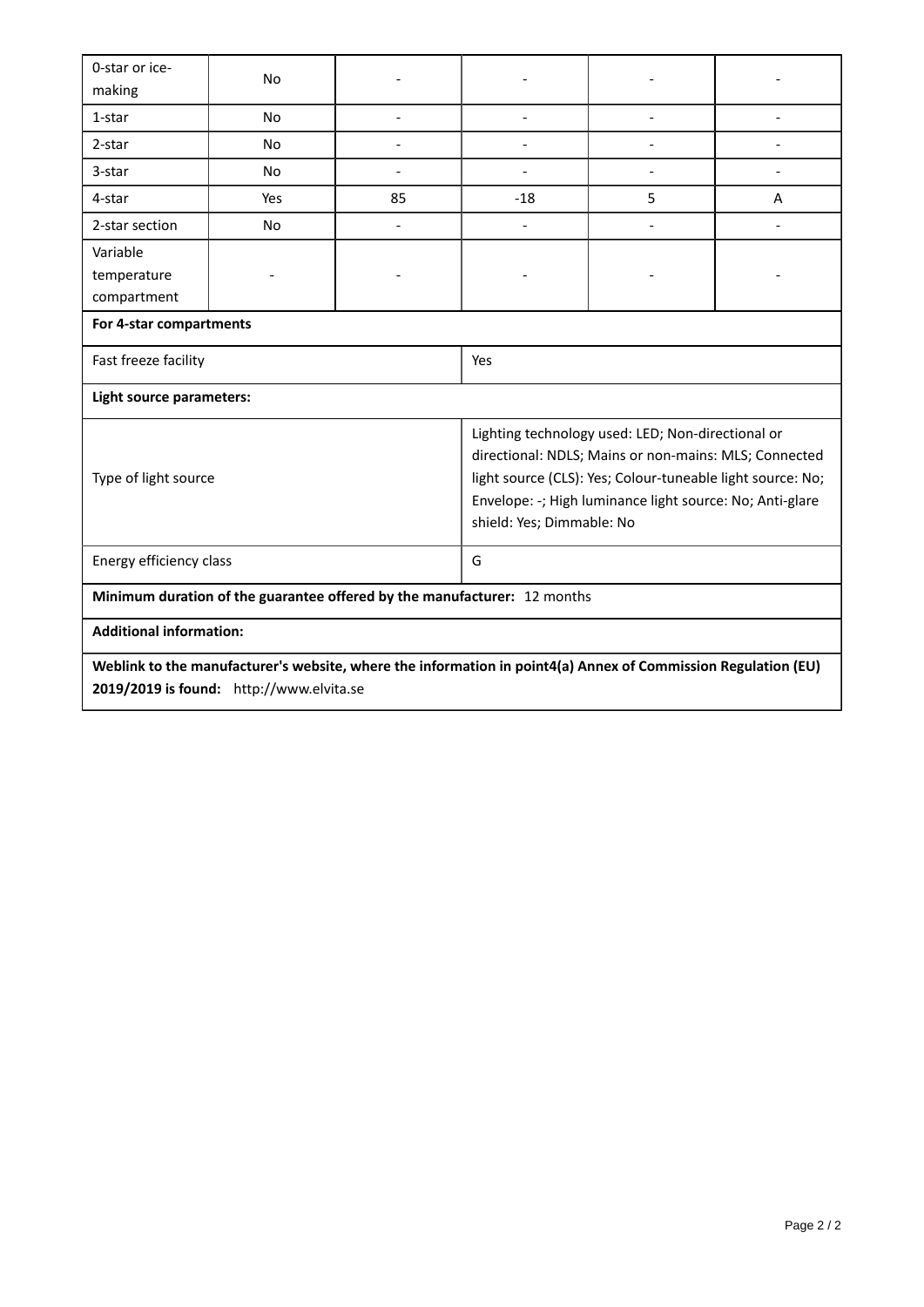| | | | | | |
|---|---|---|---|---|---|
| 0-star or ice-making | No | - | - | - | - |
| 1-star | No | - | - | - | - |
| 2-star | No | - | - | - | - |
| 3-star | No | - | - | - | - |
| 4-star | Yes | 85 | -18 | 5 | A |
| 2-star section | No | - | - | - | - |
| Variable temperature compartment | - | - | - | - | - |

| | |
|---|---|
| **For 4-star compartments** | |
| Fast freeze facility | Yes |
| **Light source parameters:** | |
| Type of light source | Lighting technology used: LED; Non-directional or directional: NDLS; Mains or non-mains: MLS; Connected light source (CLS): Yes; Colour-tuneable light source: No; Envelope: -; High luminance light source: No; Anti-glare shield: Yes; Dimmable: No |
| Energy efficiency class | G |

**Minimum duration of the guarantee offered by the manufacturer:** 12 months

**Additional information:**

**Weblink to the manufacturer's website, where the information in point4(a) Annex of Commission Regulation (EU) 2019/2019 is found:** http://www.elvita.se